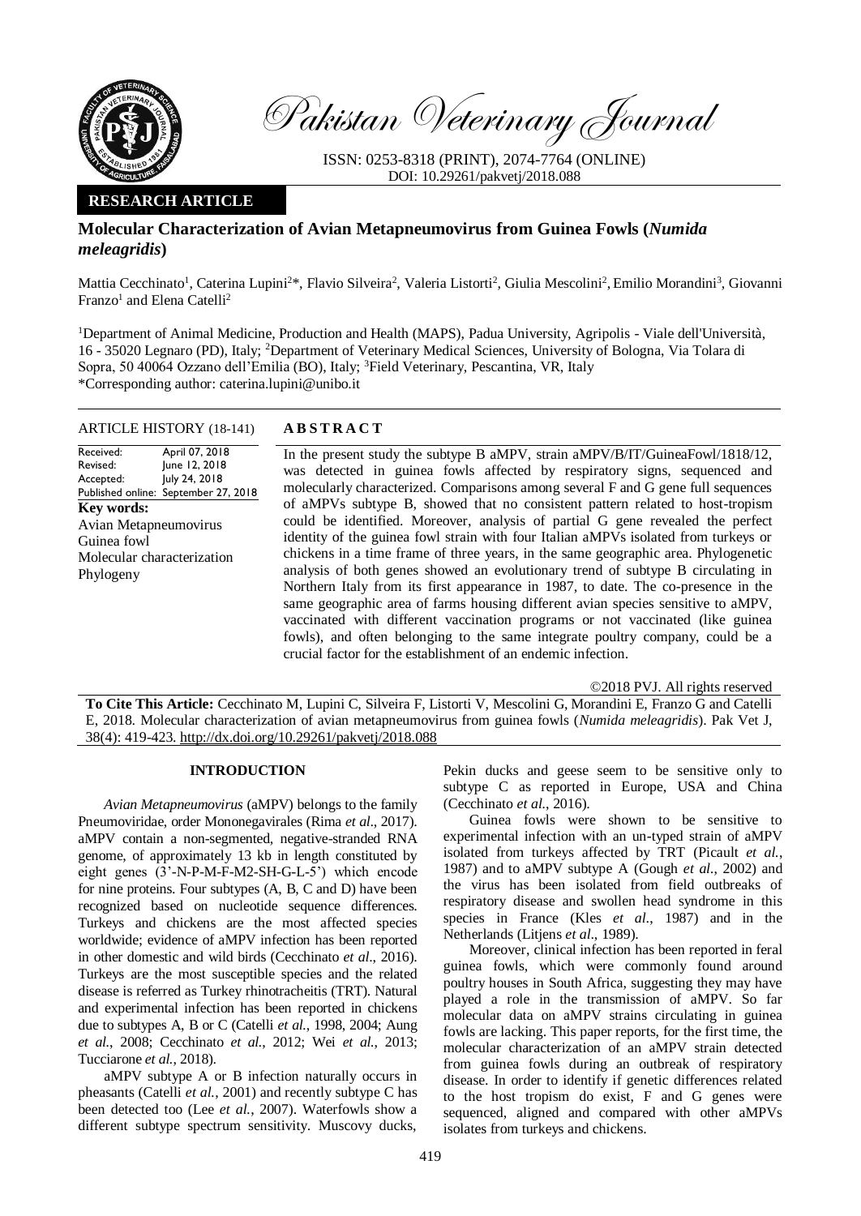Pakistan Veterinary Journal

ISSN: 0253-8318 (PRINT), 2074-7764 (ONLINE)
DOI: 10.29261/pakvetj/2018.088

**RESEARCH ARTICLE**

# Molecular Characterization of Avian Metapneumovirus from Guinea Fowls (*Numida meleagridis*)

Mattia Cecchinato[1], Caterina Lupini[2]*, Flavio Silveira[2], Valeria Listorti[2], Giulia Mescolini[2], Emilio Morandini[3], Giovanni Franzo[1] and Elena Catelli[2]

[1]Department of Animal Medicine, Production and Health (MAPS), Padua University, Agripolis - Viale dell'Università, 16 - 35020 Legnaro (PD), Italy; [2]Department of Veterinary Medical Sciences, University of Bologna, Via Tolara di Sopra, 50 40064 Ozzano dell'Emilia (BO), Italy; [3]Field Veterinary, Pescantina, VR, Italy
*Corresponding author: caterina.lupini@unibo.it

**ARTICLE HISTORY** (18-141)

Received: April 07, 2018
Revised: June 12, 2018
Accepted: July 24, 2018
Published online: September 27, 2018

**Key words:**
Avian Metapneumovirus
Guinea fowl
Molecular characterization
Phylogeny

**ABSTRACT**

In the present study the subtype B aMPV, strain aMPV/B/IT/GuineaFowl/1818/12, was detected in guinea fowls affected by respiratory signs, sequenced and molecularly characterized. Comparisons among several F and G gene full sequences of aMPVs subtype B, showed that no consistent pattern related to host-tropism could be identified. Moreover, analysis of partial G gene revealed the perfect identity of the guinea fowl strain with four Italian aMPVs isolated from turkeys or chickens in a time frame of three years, in the same geographic area. Phylogenetic analysis of both genes showed an evolutionary trend of subtype B circulating in Northern Italy from its first appearance in 1987, to date. The co-presence in the same geographic area of farms housing different avian species sensitive to aMPV, vaccinated with different vaccination programs or not vaccinated (like guinea fowls), and often belonging to the same integrate poultry company, could be a crucial factor for the establishment of an endemic infection.

©2018 PVJ. All rights reserved

**To Cite This Article:** Cecchinato M, Lupini C, Silveira F, Listorti V, Mescolini G, Morandini E, Franzo G and Catelli E, 2018. Molecular characterization of avian metapneumovirus from guinea fowls (*Numida meleagridis*). Pak Vet J, 38(4): 419-423. http://dx.doi.org/10.29261/pakvetj/2018.088

## INTRODUCTION

*Avian Metapneumovirus* (aMPV) belongs to the family Pneumoviridae, order Mononegavirales (Rima *et al*., 2017). aMPV contain a non-segmented, negative-stranded RNA genome, of approximately 13 kb in length constituted by eight genes (3'-N-P-M-F-M2-SH-G-L-5') which encode for nine proteins. Four subtypes (A, B, C and D) have been recognized based on nucleotide sequence differences. Turkeys and chickens are the most affected species worldwide; evidence of aMPV infection has been reported in other domestic and wild birds (Cecchinato *et al*., 2016). Turkeys are the most susceptible species and the related disease is referred as Turkey rhinotracheitis (TRT). Natural and experimental infection has been reported in chickens due to subtypes A, B or C (Catelli *et al*., 1998, 2004; Aung *et al*., 2008; Cecchinato *et al*., 2012; Wei *et al*., 2013; Tucciarone *et al*., 2018).

aMPV subtype A or B infection naturally occurs in pheasants (Catelli *et al*., 2001) and recently subtype C has been detected too (Lee *et al*., 2007). Waterfowls show a different subtype spectrum sensitivity. Muscovy ducks, Pekin ducks and geese seem to be sensitive only to subtype C as reported in Europe, USA and China (Cecchinato *et al*., 2016).

Guinea fowls were shown to be sensitive to experimental infection with an un-typed strain of aMPV isolated from turkeys affected by TRT (Picault *et al*., 1987) and to aMPV subtype A (Gough *et al*., 2002) and the virus has been isolated from field outbreaks of respiratory disease and swollen head syndrome in this species in France (Kles *et al*., 1987) and in the Netherlands (Litjens *et al*., 1989).

Moreover, clinical infection has been reported in feral guinea fowls, which were commonly found around poultry houses in South Africa, suggesting they may have played a role in the transmission of aMPV. So far molecular data on aMPV strains circulating in guinea fowls are lacking. This paper reports, for the first time, the molecular characterization of an aMPV strain detected from guinea fowls during an outbreak of respiratory disease. In order to identify if genetic differences related to the host tropism do exist, F and G genes were sequenced, aligned and compared with other aMPVs isolates from turkeys and chickens.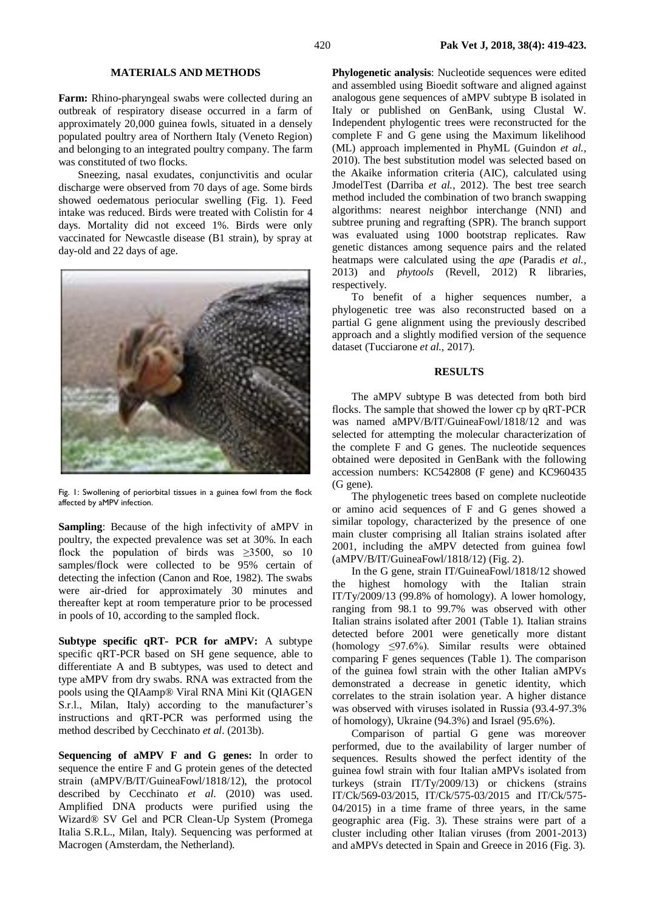## MATERIALS AND METHODS

**Farm:** Rhino-pharyngeal swabs were collected during an outbreak of respiratory disease occurred in a farm of approximately 20,000 guinea fowls, situated in a densely populated poultry area of Northern Italy (Veneto Region) and belonging to an integrated poultry company. The farm was constituted of two flocks.

Sneezing, nasal exudates, conjunctivitis and ocular discharge were observed from 70 days of age. Some birds showed oedematous periocular swelling (Fig. 1). Feed intake was reduced. Birds were treated with Colistin for 4 days. Mortality did not exceed 1%. Birds were only vaccinated for Newcastle disease (B1 strain), by spray at day-old and 22 days of age.

Fig. 1: Swollening of periorbital tissues in a guinea fowl from the flock affected by aMPV infection.

**Sampling**: Because of the high infectivity of aMPV in poultry, the expected prevalence was set at 30%. In each flock the population of birds was ≥3500, so 10 samples/flock were collected to be 95% certain of detecting the infection (Canon and Roe, 1982). The swabs were air-dried for approximately 30 minutes and thereafter kept at room temperature prior to be processed in pools of 10, according to the sampled flock.

**Subtype specific qRT- PCR for aMPV:** A subtype specific qRT-PCR based on SH gene sequence, able to differentiate A and B subtypes, was used to detect and type aMPV from dry swabs. RNA was extracted from the pools using the QIAamp® Viral RNA Mini Kit (QIAGEN S.r.l., Milan, Italy) according to the manufacturer's instructions and qRT-PCR was performed using the method described by Cecchinato *et al*. (2013b).

**Sequencing of aMPV F and G genes:** In order to sequence the entire F and G protein genes of the detected strain (aMPV/B/IT/GuineaFowl/1818/12), the protocol described by Cecchinato *et al.* (2010) was used. Amplified DNA products were purified using the Wizard® SV Gel and PCR Clean-Up System (Promega Italia S.R.L., Milan, Italy). Sequencing was performed at Macrogen (Amsterdam, the Netherland).

**Phylogenetic analysis**: Nucleotide sequences were edited and assembled using Bioedit software and aligned against analogous gene sequences of aMPV subtype B isolated in Italy or published on GenBank, using Clustal W. Independent phylogenetic trees were reconstructed for the complete F and G gene using the Maximum likelihood (ML) approach implemented in PhyML (Guindon *et al.*, 2010). The best substitution model was selected based on the Akaike information criteria (AIC), calculated using JmodelTest (Darriba *et al.*, 2012). The best tree search method included the combination of two branch swapping algorithms: nearest neighbor interchange (NNI) and subtree pruning and regrafting (SPR). The branch support was evaluated using 1000 bootstrap replicates. Raw genetic distances among sequence pairs and the related heatmaps were calculated using the *ape* (Paradis *et al.*, 2013) and *phytools* (Revell, 2012) R libraries, respectively.

To benefit of a higher sequences number, a phylogenetic tree was also reconstructed based on a partial G gene alignment using the previously described approach and a slightly modified version of the sequence dataset (Tucciarone *et al.*, 2017).

## RESULTS

The aMPV subtype B was detected from both bird flocks. The sample that showed the lower cp by qRT-PCR was named aMPV/B/IT/GuineaFowl/1818/12 and was selected for attempting the molecular characterization of the complete F and G genes. The nucleotide sequences obtained were deposited in GenBank with the following accession numbers: KC542808 (F gene) and KC960435 (G gene).

The phylogenetic trees based on complete nucleotide or amino acid sequences of F and G genes showed a similar topology, characterized by the presence of one main cluster comprising all Italian strains isolated after 2001, including the aMPV detected from guinea fowl (aMPV/B/IT/GuineaFowl/1818/12) (Fig. 2).

In the G gene, strain IT/GuineaFowl/1818/12 showed the highest homology with the Italian strain IT/Ty/2009/13 (99.8% of homology). A lower homology, ranging from 98.1 to 99.7% was observed with other Italian strains isolated after 2001 (Table 1). Italian strains detected before 2001 were genetically more distant (homology ≤97.6%). Similar results were obtained comparing F genes sequences (Table 1). The comparison of the guinea fowl strain with the other Italian aMPVs demonstrated a decrease in genetic identity, which correlates to the strain isolation year. A higher distance was observed with viruses isolated in Russia (93.4-97.3% of homology), Ukraine (94.3%) and Israel (95.6%).

Comparison of partial G gene was moreover performed, due to the availability of larger number of sequences. Results showed the perfect identity of the guinea fowl strain with four Italian aMPVs isolated from turkeys (strain IT/Ty/2009/13) or chickens (strains IT/Ck/569-03/2015, IT/Ck/575-03/2015 and IT/Ck/575-04/2015) in a time frame of three years, in the same geographic area (Fig. 3). These strains were part of a cluster including other Italian viruses (from 2001-2013) and aMPVs detected in Spain and Greece in 2016 (Fig. 3).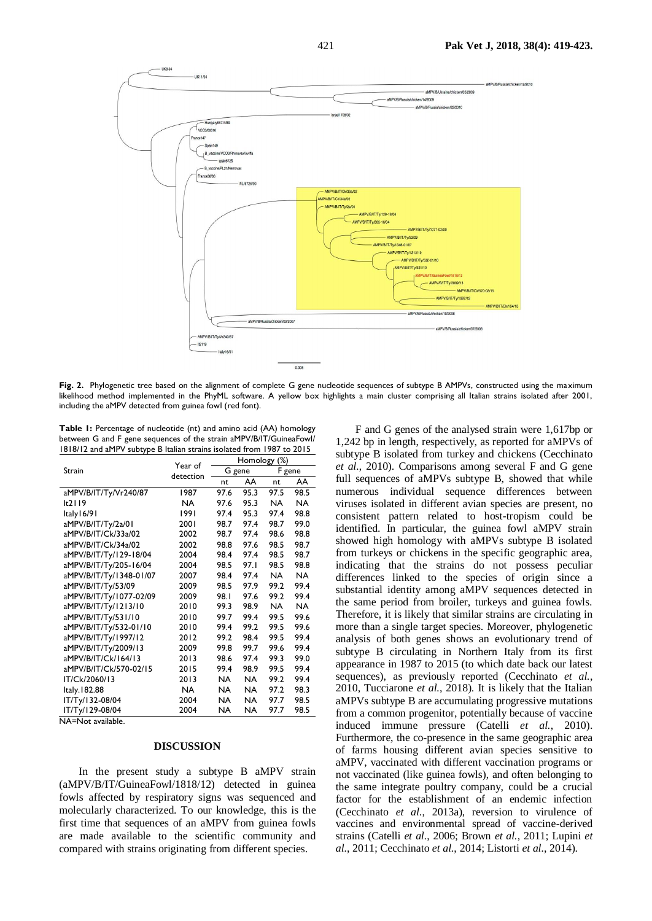**Fig. 2.** Phylogenetic tree based on the alignment of complete G gene nucleotide sequences of subtype B AMPVs, constructed using the maximum likelihood method implemented in the PhyML software. A yellow box highlights a main cluster comprising all Italian strains isolated after 2001, including the aMPV detected from guinea fowl (red font).

**Table 1:** Percentage of nucleotide (nt) and amino acid (AA) homology between G and F gene sequences of the strain aMPV/B/IT/GuineaFowl/1818/12 and aMPV subtype B Italian strains isolated from 1987 to 2015

| Strain | Year of detection | Homology (%) | | | |
|---|---|---|---|---|---|
| | | G gene | | F gene | |
| | | nt | AA | nt | AA |
| aMPV/B/IT/Ty/Vr240/87 | 1987 | 97.6 | 95.3 | 97.5 | 98.5 |
| It2119 | NA | 97.6 | 95.3 | NA | NA |
| Italy16/91 | 1991 | 97.4 | 95.3 | 97.4 | 98.8 |
| aMPV/B/IT/Ty/2a/01 | 2001 | 98.7 | 97.4 | 98.7 | 99.0 |
| aMPV/B/IT/Ck/33a/02 | 2002 | 98.7 | 97.4 | 98.6 | 98.8 |
| aMPV/B/IT/Ck/34a/02 | 2002 | 98.8 | 97.6 | 98.5 | 98.7 |
| aMPV/B/IT/Ty/129-18/04 | 2004 | 98.4 | 97.4 | 98.5 | 98.7 |
| aMPV/B/IT/Ty/205-16/04 | 2004 | 98.5 | 97.1 | 98.5 | 98.8 |
| aMPV/B/IT/Ty/1348-01/07 | 2007 | 98.4 | 97.4 | NA | NA |
| aMPV/B/IT/Ty/53/09 | 2009 | 98.5 | 97.9 | 99.2 | 99.4 |
| aMPV/B/IT/Ty/1077-02/09 | 2009 | 98.1 | 97.6 | 99.2 | 99.4 |
| aMPV/B/IT/Ty/1213/10 | 2010 | 99.3 | 98.9 | NA | NA |
| aMPV/B/IT/Ty/531/10 | 2010 | 99.7 | 99.4 | 99.5 | 99.6 |
| aMPV/B/IT/Ty/532-01/10 | 2010 | 99.4 | 99.2 | 99.5 | 99.6 |
| aMPV/B/IT/Ty/1997/12 | 2012 | 99.2 | 98.4 | 99.5 | 99.4 |
| aMPV/B/IT/Ty/2009/13 | 2009 | 99.8 | 99.7 | 99.6 | 99.4 |
| aMPV/B/IT/Ck/164/13 | 2013 | 98.6 | 97.4 | 99.3 | 99.0 |
| aMPV/B/IT/Ck/570-02/15 | 2015 | 99.4 | 98.9 | 99.5 | 99.4 |
| IT/Ck/2060/13 | 2013 | NA | NA | 99.2 | 99.4 |
| Italy.182.88 | NA | NA | NA | 97.2 | 98.3 |
| IT/Ty/132-08/04 | 2004 | NA | NA | 97.7 | 98.5 |
| IT/Ty/129-08/04 | 2004 | NA | NA | 97.7 | 98.5 |

NA=Not available.

## DISCUSSION

In the present study a subtype B aMPV strain (aMPV/B/IT/GuineaFowl/1818/12) detected in guinea fowls affected by respiratory signs was sequenced and molecularly characterized. To our knowledge, this is the first time that sequences of an aMPV from guinea fowls are made available to the scientific community and compared with strains originating from different species.

F and G genes of the analysed strain were 1,617bp or 1,242 bp in length, respectively, as reported for aMPVs of subtype B isolated from turkey and chickens (Cecchinato *et al.*, 2010). Comparisons among several F and G gene full sequences of aMPVs subtype B, showed that while numerous individual sequence differences between viruses isolated in different avian species are present, no consistent pattern related to host-tropism could be identified. In particular, the guinea fowl aMPV strain showed high homology with aMPVs subtype B isolated from turkeys or chickens in the specific geographic area, indicating that the strains do not possess peculiar differences linked to the species of origin since a substantial identity among aMPV sequences detected in the same period from broiler, turkeys and guinea fowls. Therefore, it is likely that similar strains are circulating in more than a single target species. Moreover, phylogenetic analysis of both genes shows an evolutionary trend of subtype B circulating in Northern Italy from its first appearance in 1987 to 2015 (to which date back our latest sequences), as previously reported (Cecchinato *et al.*, 2010, Tucciarone *et al.*, 2018). It is likely that the Italian aMPVs subtype B are accumulating progressive mutations from a common progenitor, potentially because of vaccine induced immune pressure (Catelli *et al.*, 2010). Furthermore, the co-presence in the same geographic area of farms housing different avian species sensitive to aMPV, vaccinated with different vaccination programs or not vaccinated (like guinea fowls), and often belonging to the same integrate poultry company, could be a crucial factor for the establishment of an endemic infection (Cecchinato *et al.*, 2013a), reversion to virulence of vaccines and environmental spread of vaccine-derived strains (Catelli *et al.*, 2006; Brown *et al.*, 2011; Lupini *et al.*, 2011; Cecchinato *et al.*, 2014; Listorti *et al.*, 2014).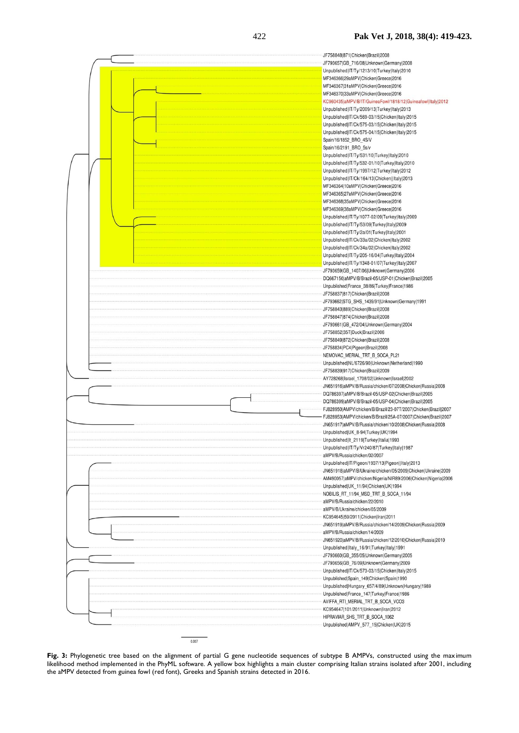JF758848|871|Chicken|Brazil|2008
JF793657|GB_716/08|Unknown|Germany|2008
Unpublished|IT/Ty/1213/10|Turkey|Italy|2010
MF346366|29aMPV|Chicken|Greece|2016
MF346367|31aMPV|Chicken|Greece|2016
MF346370|33aMPV|Chicken|Greece|2016
KC960435|aMPV/B/IT/GuineaFowl/1818/12|Guineafowl|Italy|2012
Unpublished|IT/Ty/2009/13|Turkey|Italy|2013
Unpublished|IT/Ck/569-03/15|Chicken|Italy|2015
Unpublished|IT/Ck/575-03/15|Chicken|Italy|2015
Unpublished|IT/Ck/575-04/15|Chicken|Italy|2015
Spain/16/1852_BRO_4S/V
Spain/16/2191_BRO_5s/v
Unpublished|IT/Ty/531/10|Turkey|Italy|2010
Unpublished|IT/Ty/532-01/10|Turkey|Italy|2010
Unpublished|IT/Ty/1997/12|Turkey|Italy|2012
Unpublished|IT/Ck/164/13|Chicken||Italy|2013
MF346364|10aMPV|Chicken|Greece|2016
MF346365|27aMPV|Chicken|Greece|2016
MF346368|35aMPV|Chicken|Greece|2016
MF346369|38aMPV|Chicken|Greece|2016
Unpublished|IT/Ty/1077-02/09|Turkey|Italy|2009
Unpublished|IT/Ty/53/09|Turkey|Italy|2009
Unpublished|IT/Ty/2a/01|Turkey|Italy|2001
Unpublished|IT/Ck/33a/02|Chicken|Italy|2002
Unpublished|IT/Ck/34a/02|Chicken|Italy|2002
Unpublished|IT/Ty/205-16/04|Turkey|Italy|2004
Unpublished|IT/Ty/1348-01/07|Turkey|Italy|2007
JF793659|GB_1407/06|Unknown|Germany|2006
DQ667150|aMPV/B/Brazil-05/USP-01|Chicken|Brazil|2005
Unpublished|France_38/86|Turkey|France|1986
JF758837|817|Chicken|Brazil|2008
JF793662|STG_SHS_1439/91|Unknown|Germany|1991
JF758843|889|Chicken|Brazil|2008
JF758847|874|Chicken|Brazil|2008
JF793661|GB_472/04|Unknown|Germany|2004
JF758852|35T|Duck|Brazil|2006
JF758849|872|Chicken|Brazil|2008
JF758834|PC4|Pigeon|Brazil|2008
NEMOVAC_MERIAL_TRT_B_SOCA_PL21
Unpublished|NL/6726/90|Unknown|Netherland|1990
JF758839|917|Chicken|Brazil|2009
AY728268|Israel_1708/02|Unknown|Israel|2002
JN651916|aMPV/B/Russia/chicken/07/2008|Chicken|Russia|2008
DQ786397|aMPV/B/Brazil-05/USP-02|Chicken|Brazil|2005
DQ786399|aMPV/B/Brazil-05/USP-04|Chicken|Brazil|2005
FJ828950|AMPV/chicken/B/Brazil/23-07T/2007|Chicken|Brazil|2007
FJ828953|AMPV/chicken/B/Brazil/25A-07/2007|Chicken|Brazil|2007
JN651917|aMPV/B/Russia/chicken/10/2008|Chicken|Russia|2008
Unpublished|UK_8-94|Turkey|UK|1994
Unpublished|It_2119|Turkey|Italia|1993
Unpublished|IT/Ty/Vr240/87|Turkey|Italy|1987
aMPV/B/Russia/chicken/02/2007
Unpublished|IT/Pigeon/1937/13|Pigeon||Italy|2013
JN651918|aMPV/B/Ukraine/chicken/05/2009|Chicken|Ukraine|2009
AM490057|aMPV/chicken/Nigeria/NIR89/2006|Chicken|Nigeria|2006
Unpublished|UK_11/94|Chicken|UK|1994
NOBILIS_RT_11/94_MSD_TRT_B_SOCA_11/94
aMPV/B/Russia/chicken/22/2010
aMPV/B/Ukraine/chicken/05/2009
KC954645|59/2011|Chicken|Iran|2011
JN651919|aMPV/B/Russia/chicken/14/2009|Chicken|Russia|2009
aMPV/B/Russia/chicken/14/2009
JN651920|aMPV/B/Russia/chicken/12/2010|Chicken|Russia|2010
Unpublished|Italy_16/91|Turkey|Italy|1991
JF793660|GB_355/05|Unknown|Germany|2005
JF793656|GB_76/09|Unknown|Germany|2009
Unpublished|IT/Ck/573-03/15|Chicken|Italy|2015
Unpublished|Spain_149|Chicken|Spain|1990
Unpublished|Hungary_657/4/89|Unknown|Hungary|1989
Unpublished|France_147|Turkey|France|1986
AVIFFA_RTI_MERIAL_TRT_B_SOCA_VCO3
KC954647|101/2011|Unknown|Iran|2012
HIPRAVIAR_SHS_TRT_B_SOCA_1062
Unpublished|AMPV_577_15|Chicken|UK|2015

0.007

**Fig. 3:** Phylogenetic tree based on the alignment of partial G gene nucleotide sequences of subtype B AMPVs, constructed using the maximum likelihood method implemented in the PhyML software. A yellow box highlights a main cluster comprising Italian strains isolated after 2001, including the aMPV detected from guinea fowl (red font), Greeks and Spanish strains detected in 2016.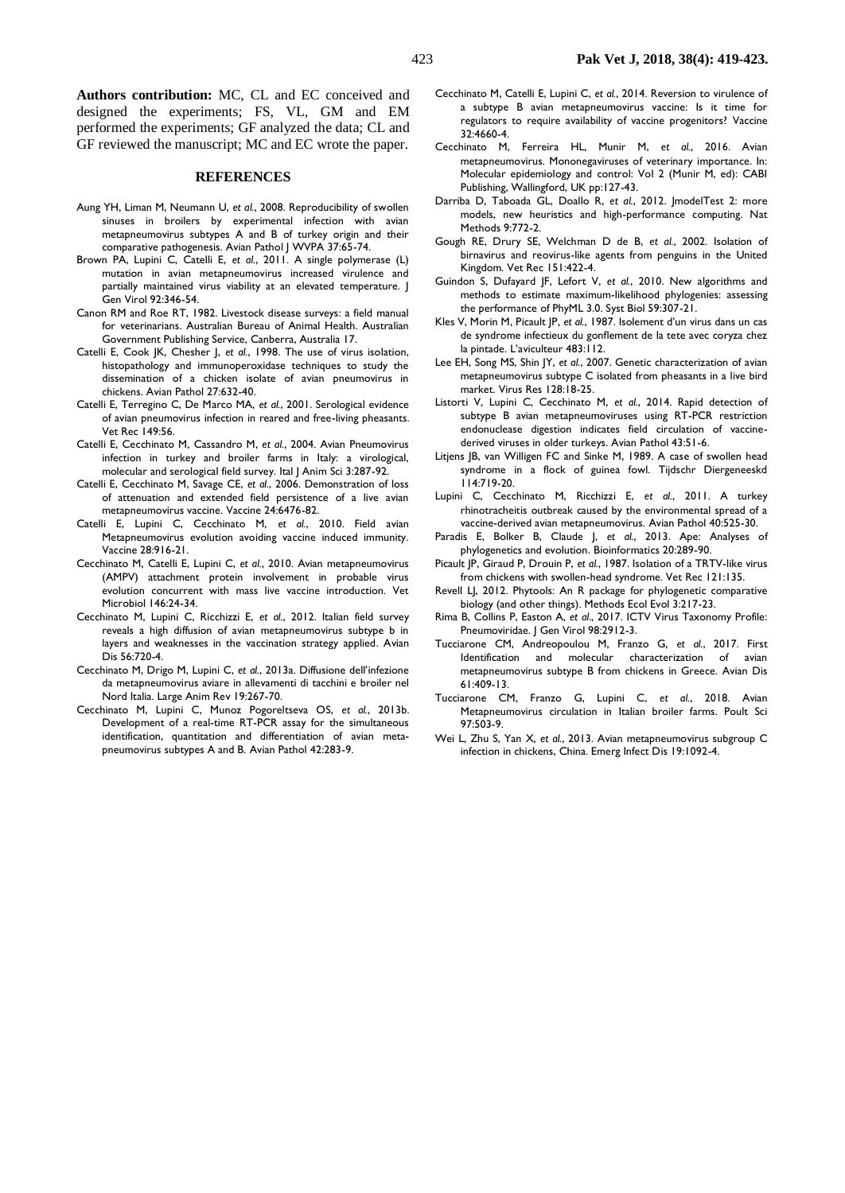**Authors contribution:** MC, CL and EC conceived and designed the experiments; FS, VL, GM and EM performed the experiments; GF analyzed the data; CL and GF reviewed the manuscript; MC and EC wrote the paper.

## REFERENCES

Aung YH, Liman M, Neumann U, *et al.*, 2008. Reproducibility of swollen sinuses in broilers by experimental infection with avian metapneumovirus subtypes A and B of turkey origin and their comparative pathogenesis. Avian Pathol J WVPA 37:65-74.

Brown PA, Lupini C, Catelli E, *et al.*, 2011. A single polymerase (L) mutation in avian metapneumovirus increased virulence and partially maintained virus viability at an elevated temperature. J Gen Virol 92:346-54.

Canon RM and Roe RT, 1982. Livestock disease surveys: a field manual for veterinarians. Australian Bureau of Animal Health. Australian Government Publishing Service, Canberra, Australia 17.

Catelli E, Cook JK, Chesher J, *et al.*, 1998. The use of virus isolation, histopathology and immunoperoxidase techniques to study the dissemination of a chicken isolate of avian pneumovirus in chickens. Avian Pathol 27:632-40.

Catelli E, Terregino C, De Marco MA, *et al.*, 2001. Serological evidence of avian pneumovirus infection in reared and free-living pheasants. Vet Rec 149:56.

Catelli E, Cecchinato M, Cassandro M, *et al.*, 2004. Avian Pneumovirus infection in turkey and broiler farms in Italy: a virological, molecular and serological field survey. Ital J Anim Sci 3:287-92.

Catelli E, Cecchinato M, Savage CE, *et al.*, 2006. Demonstration of loss of attenuation and extended field persistence of a live avian metapneumovirus vaccine. Vaccine 24:6476-82.

Catelli E, Lupini C, Cecchinato M, *et al.*, 2010. Field avian Metapneumovirus evolution avoiding vaccine induced immunity. Vaccine 28:916-21.

Cecchinato M, Catelli E, Lupini C, *et al.*, 2010. Avian metapneumovirus (AMPV) attachment protein involvement in probable virus evolution concurrent with mass live vaccine introduction. Vet Microbiol 146:24-34.

Cecchinato M, Lupini C, Ricchizzi E, *et al.*, 2012. Italian field survey reveals a high diffusion of avian metapneumovirus subtype b in layers and weaknesses in the vaccination strategy applied. Avian Dis 56:720-4.

Cecchinato M, Drigo M, Lupini C, *et al.*, 2013a. Diffusione dell'infezione da metapneumovirus aviare in allevamenti di tacchini e broiler nel Nord Italia. Large Anim Rev 19:267-70.

Cecchinato M, Lupini C, Munoz Pogoreltseva OS, *et al.*, 2013b. Development of a real-time RT-PCR assay for the simultaneous identification, quantitation and differentiation of avian metapneumovirus subtypes A and B. Avian Pathol 42:283-9.

Cecchinato M, Catelli E, Lupini C, *et al.*, 2014. Reversion to virulence of a subtype B avian metapneumovirus vaccine: Is it time for regulators to require availability of vaccine progenitors? Vaccine 32:4660-4.

Cecchinato M, Ferreira HL, Munir M, *et al.*, 2016. Avian metapneumovirus. Mononegaviruses of veterinary importance. In: Molecular epidemiology and control: Vol 2 (Munir M, ed): CABI Publishing, Wallingford, UK pp:127-43.

Darriba D, Taboada GL, Doallo R, *et al.*, 2012. JmodelTest 2: more models, new heuristics and high-performance computing. Nat Methods 9:772-2.

Gough RE, Drury SE, Welchman D de B, *et al.*, 2002. Isolation of birnavirus and reovirus-like agents from penguins in the United Kingdom. Vet Rec 151:422-4.

Guindon S, Dufayard JF, Lefort V, *et al.*, 2010. New algorithms and methods to estimate maximum-likelihood phylogenies: assessing the performance of PhyML 3.0. Syst Biol 59:307-21.

Kles V, Morin M, Picault JP, *et al.*, 1987. Isolement d'un virus dans un cas de syndrome infectieux du gonflement de la tete avec coryza chez la pintade. L'aviculteur 483:112.

Lee EH, Song MS, Shin JY, *et al.*, 2007. Genetic characterization of avian metapneumovirus subtype C isolated from pheasants in a live bird market. Virus Res 128:18-25.

Listorti V, Lupini C, Cecchinato M, *et al.*, 2014. Rapid detection of subtype B avian metapneumoviruses using RT-PCR restriction endonuclease digestion indicates field circulation of vaccine-derived viruses in older turkeys. Avian Pathol 43:51-6.

Litjens JB, van Willigen FC and Sinke M, 1989. A case of swollen head syndrome in a flock of guinea fowl. Tijdschr Diergeneeskd 114:719-20.

Lupini C, Cecchinato M, Ricchizzi E, *et al.*, 2011. A turkey rhinotracheitis outbreak caused by the environmental spread of a vaccine-derived avian metapneumovirus. Avian Pathol 40:525-30.

Paradis E, Bolker B, Claude J, *et al.*, 2013. Ape: Analyses of phylogenetics and evolution. Bioinformatics 20:289-90.

Picault JP, Giraud P, Drouin P, *et al.*, 1987. Isolation of a TRTV-like virus from chickens with swollen-head syndrome. Vet Rec 121:135.

Revell LJ, 2012. Phytools: An R package for phylogenetic comparative biology (and other things). Methods Ecol Evol 3:217-23.

Rima B, Collins P, Easton A, *et al*., 2017. ICTV Virus Taxonomy Profile: Pneumoviridae. J Gen Virol 98:2912-3.

Tucciarone CM, Andreopoulou M, Franzo G, *et al.*, 2017. First Identification and molecular characterization of avian metapneumovirus subtype B from chickens in Greece. Avian Dis 61:409-13.

Tucciarone CM, Franzo G, Lupini C, *et al.*, 2018. Avian Metapneumovirus circulation in Italian broiler farms. Poult Sci 97:503-9.

Wei L, Zhu S, Yan X, *et al.*, 2013. Avian metapneumovirus subgroup C infection in chickens, China. Emerg Infect Dis 19:1092-4.